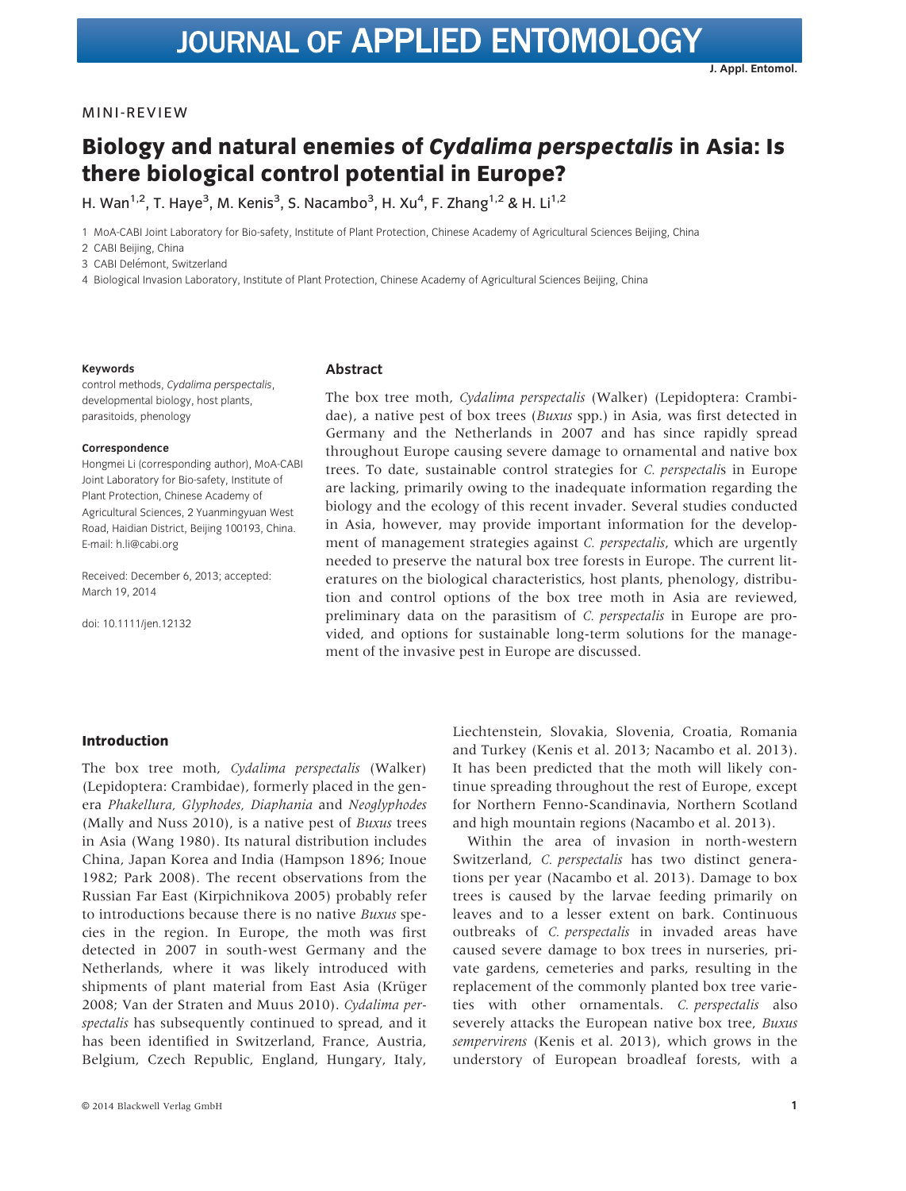MINI-REVIEW

# Biology and natural enemies of *Cydalima perspectalis* in Asia: Is there biological control potential in Europe?

H. Wan[1,2], T. Haye[3], M. Kenis[3], S. Nacambo[3], H. Xu[4], F. Zhang[1,2] & H. Li[1,2]

1 MoA-CABI Joint Laboratory for Bio-safety, Institute of Plant Protection, Chinese Academy of Agricultural Sciences Beijing, China

2 CABI Beijing, China

3 CABI Delémont, Switzerland

4 Biological Invasion Laboratory, Institute of Plant Protection, Chinese Academy of Agricultural Sciences Beijing, China

**Keywords**

control methods, *Cydalima perspectalis*, developmental biology, host plants, parasitoids, phenology

**Correspondence**

Hongmei Li (corresponding author), MoA-CABI Joint Laboratory for Bio-safety, Institute of Plant Protection, Chinese Academy of Agricultural Sciences, 2 Yuanmingyuan West Road, Haidian District, Beijing 100193, China. E-mail: h.li@cabi.org

Received: December 6, 2013; accepted: March 19, 2014

doi: 10.1111/jen.12132

## Abstract

The box tree moth, *Cydalima perspectalis* (Walker) (Lepidoptera: Crambidae), a native pest of box trees (*Buxus* spp.) in Asia, was first detected in Germany and the Netherlands in 2007 and has since rapidly spread throughout Europe causing severe damage to ornamental and native box trees. To date, sustainable control strategies for *C. perspectalis* in Europe are lacking, primarily owing to the inadequate information regarding the biology and the ecology of this recent invader. Several studies conducted in Asia, however, may provide important information for the development of management strategies against *C. perspectalis*, which are urgently needed to preserve the natural box tree forests in Europe. The current literatures on the biological characteristics, host plants, phenology, distribution and control options of the box tree moth in Asia are reviewed, preliminary data on the parasitism of *C. perspectalis* in Europe are provided, and options for sustainable long-term solutions for the management of the invasive pest in Europe are discussed.

## Introduction

The box tree moth, *Cydalima perspectalis* (Walker) (Lepidoptera: Crambidae), formerly placed in the genera *Phakellura, Glyphodes, Diaphania* and *Neoglyphodes* (Mally and Nuss 2010), is a native pest of *Buxus* trees in Asia (Wang 1980). Its natural distribution includes China, Japan Korea and India (Hampson 1896; Inoue 1982; Park 2008). The recent observations from the Russian Far East (Kirpichnikova 2005) probably refer to introductions because there is no native *Buxus* species in the region. In Europe, the moth was first detected in 2007 in south-west Germany and the Netherlands, where it was likely introduced with shipments of plant material from East Asia (Krüger 2008; Van der Straten and Muus 2010). *Cydalima perspectalis* has subsequently continued to spread, and it has been identified in Switzerland, France, Austria, Belgium, Czech Republic, England, Hungary, Italy, Liechtenstein, Slovakia, Slovenia, Croatia, Romania and Turkey (Kenis et al. 2013; Nacambo et al. 2013). It has been predicted that the moth will likely continue spreading throughout the rest of Europe, except for Northern Fenno-Scandinavia, Northern Scotland and high mountain regions (Nacambo et al. 2013).

Within the area of invasion in north-western Switzerland, *C. perspectalis* has two distinct generations per year (Nacambo et al. 2013). Damage to box trees is caused by the larvae feeding primarily on leaves and to a lesser extent on bark. Continuous outbreaks of *C. perspectalis* in invaded areas have caused severe damage to box trees in nurseries, private gardens, cemeteries and parks, resulting in the replacement of the commonly planted box tree varieties with other ornamentals. *C. perspectalis* also severely attacks the European native box tree, *Buxus sempervirens* (Kenis et al. 2013), which grows in the understory of European broadleaf forests, with a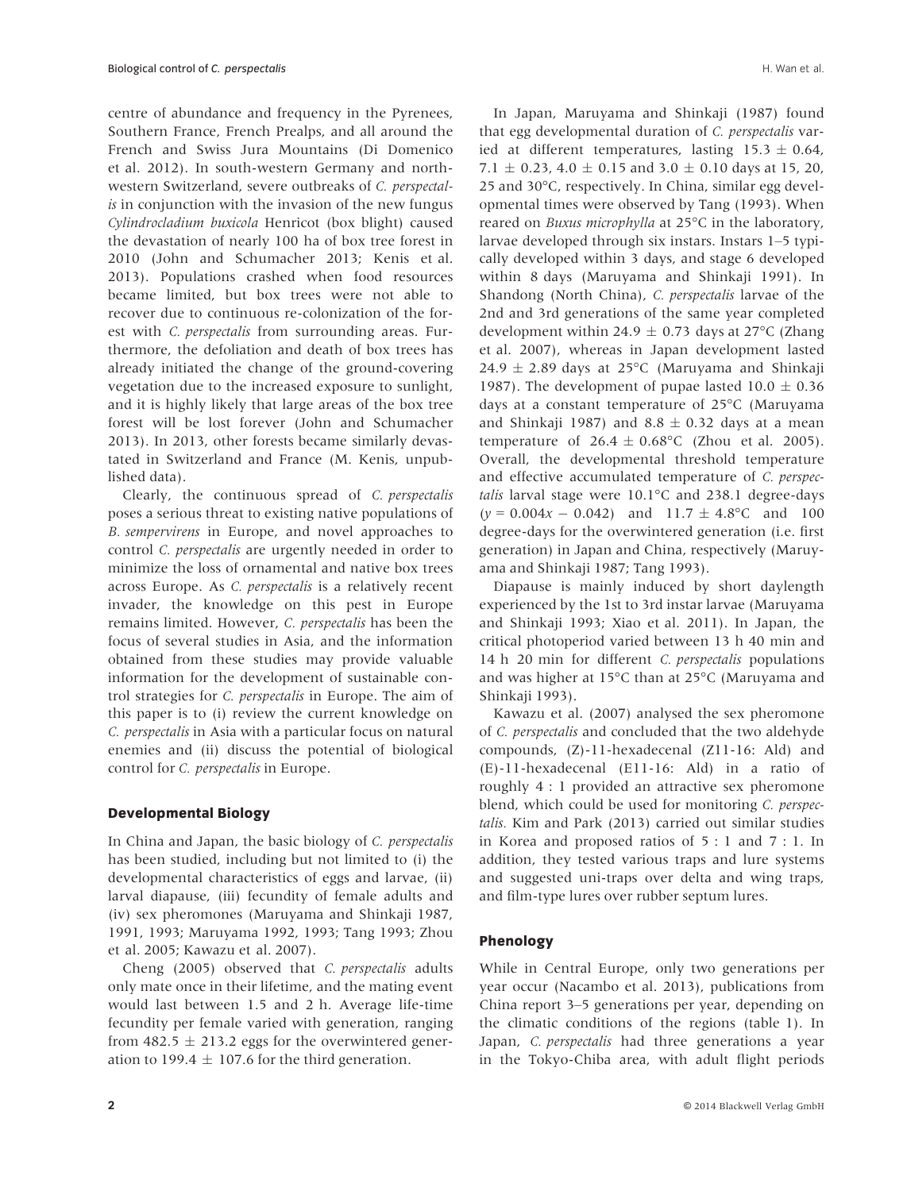centre of abundance and frequency in the Pyrenees, Southern France, French Prealps, and all around the French and Swiss Jura Mountains (Di Domenico et al. 2012). In south-western Germany and north-western Switzerland, severe outbreaks of *C. perspectalis* in conjunction with the invasion of the new fungus *Cylindrocladium buxicola* Henricot (box blight) caused the devastation of nearly 100 ha of box tree forest in 2010 (John and Schumacher 2013; Kenis et al. 2013). Populations crashed when food resources became limited, but box trees were not able to recover due to continuous re-colonization of the forest with *C. perspectalis* from surrounding areas. Furthermore, the defoliation and death of box trees has already initiated the change of the ground-covering vegetation due to the increased exposure to sunlight, and it is highly likely that large areas of the box tree forest will be lost forever (John and Schumacher 2013). In 2013, other forests became similarly devastated in Switzerland and France (M. Kenis, unpublished data).

Clearly, the continuous spread of *C. perspectalis* poses a serious threat to existing native populations of *B. sempervirens* in Europe, and novel approaches to control *C. perspectalis* are urgently needed in order to minimize the loss of ornamental and native box trees across Europe. As *C. perspectalis* is a relatively recent invader, the knowledge on this pest in Europe remains limited. However, *C. perspectalis* has been the focus of several studies in Asia, and the information obtained from these studies may provide valuable information for the development of sustainable control strategies for *C. perspectalis* in Europe. The aim of this paper is to (i) review the current knowledge on *C. perspectalis* in Asia with a particular focus on natural enemies and (ii) discuss the potential of biological control for *C. perspectalis* in Europe.

## Developmental Biology

In China and Japan, the basic biology of *C. perspectalis* has been studied, including but not limited to (i) the developmental characteristics of eggs and larvae, (ii) larval diapause, (iii) fecundity of female adults and (iv) sex pheromones (Maruyama and Shinkaji 1987, 1991, 1993; Maruyama 1992, 1993; Tang 1993; Zhou et al. 2005; Kawazu et al. 2007).

Cheng (2005) observed that *C. perspectalis* adults only mate once in their lifetime, and the mating event would last between 1.5 and 2 h. Average life-time fecundity per female varied with generation, ranging from 482.5 ± 213.2 eggs for the overwintered generation to 199.4 ± 107.6 for the third generation.

In Japan, Maruyama and Shinkaji (1987) found that egg developmental duration of *C. perspectalis* varied at different temperatures, lasting 15.3 ± 0.64, 7.1 ± 0.23, 4.0 ± 0.15 and 3.0 ± 0.10 days at 15, 20, 25 and 30°C, respectively. In China, similar egg developmental times were observed by Tang (1993). When reared on *Buxus microphylla* at 25°C in the laboratory, larvae developed through six instars. Instars 1–5 typically developed within 3 days, and stage 6 developed within 8 days (Maruyama and Shinkaji 1991). In Shandong (North China), *C. perspectalis* larvae of the 2nd and 3rd generations of the same year completed development within 24.9 ± 0.73 days at 27°C (Zhang et al. 2007), whereas in Japan development lasted 24.9 ± 2.89 days at 25°C (Maruyama and Shinkaji 1987). The development of pupae lasted 10.0 ± 0.36 days at a constant temperature of 25°C (Maruyama and Shinkaji 1987) and 8.8 ± 0.32 days at a mean temperature of 26.4 ± 0.68°C (Zhou et al. 2005). Overall, the developmental threshold temperature and effective accumulated temperature of *C. perspectalis* larval stage were 10.1°C and 238.1 degree-days ($y = 0.004x - 0.042$) and 11.7 ± 4.8°C and 100 degree-days for the overwintered generation (i.e. first generation) in Japan and China, respectively (Maruyama and Shinkaji 1987; Tang 1993).

Diapause is mainly induced by short daylength experienced by the 1st to 3rd instar larvae (Maruyama and Shinkaji 1993; Xiao et al. 2011). In Japan, the critical photoperiod varied between 13 h 40 min and 14 h 20 min for different *C. perspectalis* populations and was higher at 15°C than at 25°C (Maruyama and Shinkaji 1993).

Kawazu et al. (2007) analysed the sex pheromone of *C. perspectalis* and concluded that the two aldehyde compounds, (Z)-11-hexadecenal (Z11-16: Ald) and (E)-11-hexadecenal (E11-16: Ald) in a ratio of roughly 4 : 1 provided an attractive sex pheromone blend, which could be used for monitoring *C. perspectalis*. Kim and Park (2013) carried out similar studies in Korea and proposed ratios of 5 : 1 and 7 : 1. In addition, they tested various traps and lure systems and suggested uni-traps over delta and wing traps, and film-type lures over rubber septum lures.

## Phenology

While in Central Europe, only two generations per year occur (Nacambo et al. 2013), publications from China report 3–5 generations per year, depending on the climatic conditions of the regions (table 1). In Japan, *C. perspectalis* had three generations a year in the Tokyo-Chiba area, with adult flight periods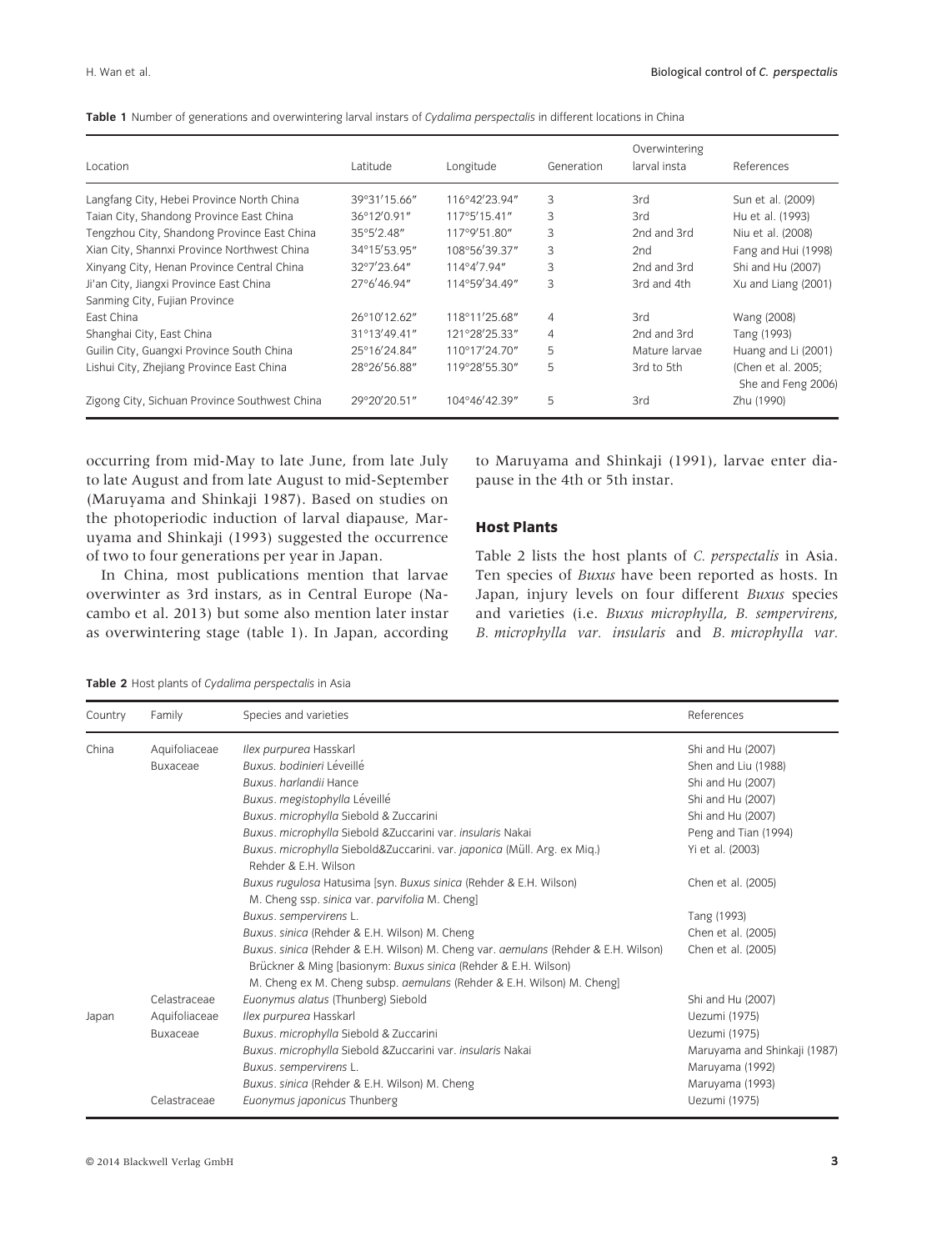**Table 1** Number of generations and overwintering larval instars of *Cydalima perspectalis* in different locations in China

| Location | Latitude | Longitude | Generation | Overwintering larval insta | References |
|---|---|---|---|---|---|
| Langfang City, Hebei Province North China | 39°31′15.66″ | 116°42′23.94″ | 3 | 3rd | Sun et al. (2009) |
| Taian City, Shandong Province East China | 36°12′0.91″ | 117°5′15.41″ | 3 | 3rd | Hu et al. (1993) |
| Tengzhou City, Shandong Province East China | 35°5′2.48″ | 117°9′51.80″ | 3 | 2nd and 3rd | Niu et al. (2008) |
| Xian City, Shannxi Province Northwest China | 34°15′53.95″ | 108°56′39.37″ | 3 | 2nd | Fang and Hui (1998) |
| Xinyang City, Henan Province Central China | 32°7′23.64″ | 114°4′7.94″ | 3 | 2nd and 3rd | Shi and Hu (2007) |
| Ji'an City, Jiangxi Province East China | 27°6′46.94″ | 114°59′34.49″ | 3 | 3rd and 4th | Xu and Liang (2001) |
| Sanming City, Fujian Province East China | 26°10′12.62″ | 118°11′25.68″ | 4 | 3rd | Wang (2008) |
| Shanghai City, East China | 31°13′49.41″ | 121°28′25.33″ | 4 | 2nd and 3rd | Tang (1993) |
| Guilin City, Guangxi Province South China | 25°16′24.84″ | 110°17′24.70″ | 5 | Mature larvae | Huang and Li (2001) |
| Lishui City, Zhejiang Province East China | 28°26′56.88″ | 119°28′55.30″ | 5 | 3rd to 5th | (Chen et al. 2005; She and Feng 2006) |
| Zigong City, Sichuan Province Southwest China | 29°20′20.51″ | 104°46′42.39″ | 5 | 3rd | Zhu (1990) |

occurring from mid-May to late June, from late July to late August and from late August to mid-September (Maruyama and Shinkaji 1987). Based on studies on the photoperiodic induction of larval diapause, Maruyama and Shinkaji (1993) suggested the occurrence of two to four generations per year in Japan.

In China, most publications mention that larvae overwinter as 3rd instars, as in Central Europe (Nacambo et al. 2013) but some also mention later instar as overwintering stage (table 1). In Japan, according to Maruyama and Shinkaji (1991), larvae enter diapause in the 4th or 5th instar.

## Host Plants

Table 2 lists the host plants of *C. perspectalis* in Asia. Ten species of *Buxus* have been reported as hosts. In Japan, injury levels on four different *Buxus* species and varieties (i.e. *Buxus microphylla*, *B. sempervirens*, *B. microphylla var. insularis* and *B. microphylla var.*

**Table 2** Host plants of *Cydalima perspectalis* in Asia

| Country | Family | Species and varieties | References |
|---|---|---|---|
| China | Aquifoliaceae | *Ilex purpurea* Hasskarl | Shi and Hu (2007) |
| | Buxaceae | *Buxus. bodinieri* Léveillé | Shen and Liu (1988) |
| | | *Buxus. harlandii* Hance | Shi and Hu (2007) |
| | | *Buxus. megistophylla* Léveillé | Shi and Hu (2007) |
| | | *Buxus. microphylla* Siebold & Zuccarini | Shi and Hu (2007) |
| | | *Buxus. microphylla* Siebold &Zuccarini var. *insularis* Nakai | Peng and Tian (1994) |
| | | *Buxus. microphylla* Siebold&Zuccarini. var. *japonica* (Müll. Arg. ex Miq.) Rehder & E.H. Wilson | Yi et al. (2003) |
| | | *Buxus rugulosa* Hatusima [syn. *Buxus sinica* (Rehder & E.H. Wilson) M. Cheng ssp. *sinica* var. *parvifolia* M. Cheng] | Chen et al. (2005) |
| | | *Buxus. sempervirens* L. | Tang (1993) |
| | | *Buxus. sinica* (Rehder & E.H. Wilson) M. Cheng | Chen et al. (2005) |
| | | *Buxus. sinica* (Rehder & E.H. Wilson) M. Cheng var. *aemulans* (Rehder & E.H. Wilson) Brückner & Ming [basionym: *Buxus sinica* (Rehder & E.H. Wilson) M. Cheng ex M. Cheng subsp. *aemulans* (Rehder & E.H. Wilson) M. Cheng] | Chen et al. (2005) |
| | Celastraceae | *Euonymus alatus* (Thunberg) Siebold | Shi and Hu (2007) |
| Japan | Aquifoliaceae | *Ilex purpurea* Hasskarl | Uezumi (1975) |
| | Buxaceae | *Buxus. microphylla* Siebold & Zuccarini | Uezumi (1975) |
| | | *Buxus. microphylla* Siebold &Zuccarini var. *insularis* Nakai | Maruyama and Shinkaji (1987) |
| | | *Buxus. sempervirens* L. | Maruyama (1992) |
| | | *Buxus. sinica* (Rehder & E.H. Wilson) M. Cheng | Maruyama (1993) |
| | Celastraceae | *Euonymus japonicus* Thunberg | Uezumi (1975) |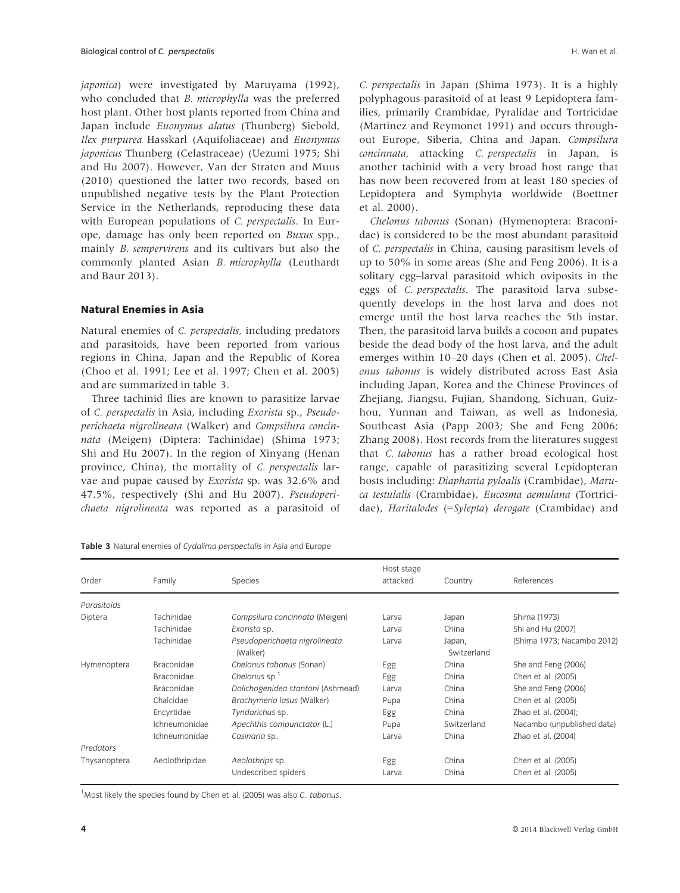*japonica*) were investigated by Maruyama (1992), who concluded that *B. microphylla* was the preferred host plant. Other host plants reported from China and Japan include *Euonymus alatus* (Thunberg) Siebold, *Ilex purpurea* Hasskarl (Aquifoliaceae) and *Euonymus japonicus* Thunberg (Celastraceae) (Uezumi 1975; Shi and Hu 2007). However, Van der Straten and Muus (2010) questioned the latter two records, based on unpublished negative tests by the Plant Protection Service in the Netherlands, reproducing these data with European populations of *C. perspectalis*. In Europe, damage has only been reported on *Buxus* spp., mainly *B. sempervirens* and its cultivars but also the commonly planted Asian *B. microphylla* (Leuthardt and Baur 2013).

## Natural Enemies in Asia

Natural enemies of *C. perspectalis,* including predators and parasitoids, have been reported from various regions in China, Japan and the Republic of Korea (Choo et al. 1991; Lee et al. 1997; Chen et al. 2005) and are summarized in table 3.

Three tachinid flies are known to parasitize larvae of *C. perspectalis* in Asia, including *Exorista* sp., *Pseudoperichaeta nigrolineata* (Walker) and *Compsilura concinnata* (Meigen) (Diptera: Tachinidae) (Shima 1973; Shi and Hu 2007). In the region of Xinyang (Henan province, China), the mortality of *C. perspectalis* larvae and pupae caused by *Exorista* sp. was 32.6% and 47.5%, respectively (Shi and Hu 2007). *Pseudoperichaeta nigrolineata* was reported as a parasitoid of *C. perspectalis* in Japan (Shima 1973). It is a highly polyphagous parasitoid of at least 9 Lepidoptera families, primarily Crambidae, Pyralidae and Tortricidae (Martinez and Reymonet 1991) and occurs throughout Europe, Siberia, China and Japan. *Compsilura concinnata,* attacking *C. perspectalis* in Japan, is another tachinid with a very broad host range that has now been recovered from at least 180 species of Lepidoptera and Symphyta worldwide (Boettner et al. 2000).

*Chelonus tabonus* (Sonan) (Hymenoptera: Braconidae) is considered to be the most abundant parasitoid of *C. perspectalis* in China, causing parasitism levels of up to 50% in some areas (She and Feng 2006). It is a solitary egg–larval parasitoid which oviposits in the eggs of *C. perspectalis*. The parasitoid larva subsequently develops in the host larva and does not emerge until the host larva reaches the 5th instar. Then, the parasitoid larva builds a cocoon and pupates beside the dead body of the host larva, and the adult emerges within 10–20 days (Chen et al. 2005). *Chelonus tabonus* is widely distributed across East Asia including Japan, Korea and the Chinese Provinces of Zhejiang, Jiangsu, Fujian, Shandong, Sichuan, Guizhou, Yunnan and Taiwan, as well as Indonesia, Southeast Asia (Papp 2003; She and Feng 2006; Zhang 2008). Host records from the literatures suggest that *C. tabonus* has a rather broad ecological host range, capable of parasitizing several Lepidopteran hosts including: *Diaphania pyloalis* (Crambidae), *Maruca testulalis* (Crambidae), *Eucosma aemulana* (Tortricidae), *Haritalodes* (=*Sylepta*) *derogate* (Crambidae) and

**Table 3** Natural enemies of *Cydalima perspectalis* in Asia and Europe

| Order | Family | Species | Host stage attacked | Country | References |
|---|---|---|---|---|---|
| *Parasitoids* | | | | | |
| Diptera | Tachinidae | *Compsilura concinnata* (Meigen) | Larva | Japan | Shima (1973) |
| | Tachinidae | *Exorista* sp. | Larva | China | Shi and Hu (2007) |
| | Tachinidae | *Pseudoperichaeta nigrolineata* (Walker) | Larva | Japan, Switzerland | (Shima 1973; Nacambo 2012) |
| Hymenoptera | Braconidae | *Chelonus tabonus* (Sonan) | Egg | China | She and Feng (2006) |
| | Braconidae | *Chelonus* sp.[1] | Egg | China | Chen et al. (2005) |
| | Braconidae | *Dolichogenidea stantoni* (Ashmead) | Larva | China | She and Feng (2006) |
| | Chalcidae | *Brachymeria lasus* (Walker) | Pupa | China | Chen et al. (2005) |
| | Encyrtidae | *Tyndarichus* sp. | Egg | China | Zhao et al. (2004); |
| | Ichneumonidae | *Apechthis compunctator* (L.) | Pupa | Switzerland | Nacambo (unpublished data) |
| | Ichneumonidae | *Casinaria* sp. | Larva | China | Zhao et al. (2004) |
| *Predators* | | | | | |
| Thysanoptera | Aeolothripidae | *Aeolothrips* sp. | Egg | China | Chen et al. (2005) |
| | | Undescribed spiders | Larva | China | Chen et al. (2005) |

[1]Most likely the species found by Chen et al. (2005) was also *C. tabonus*.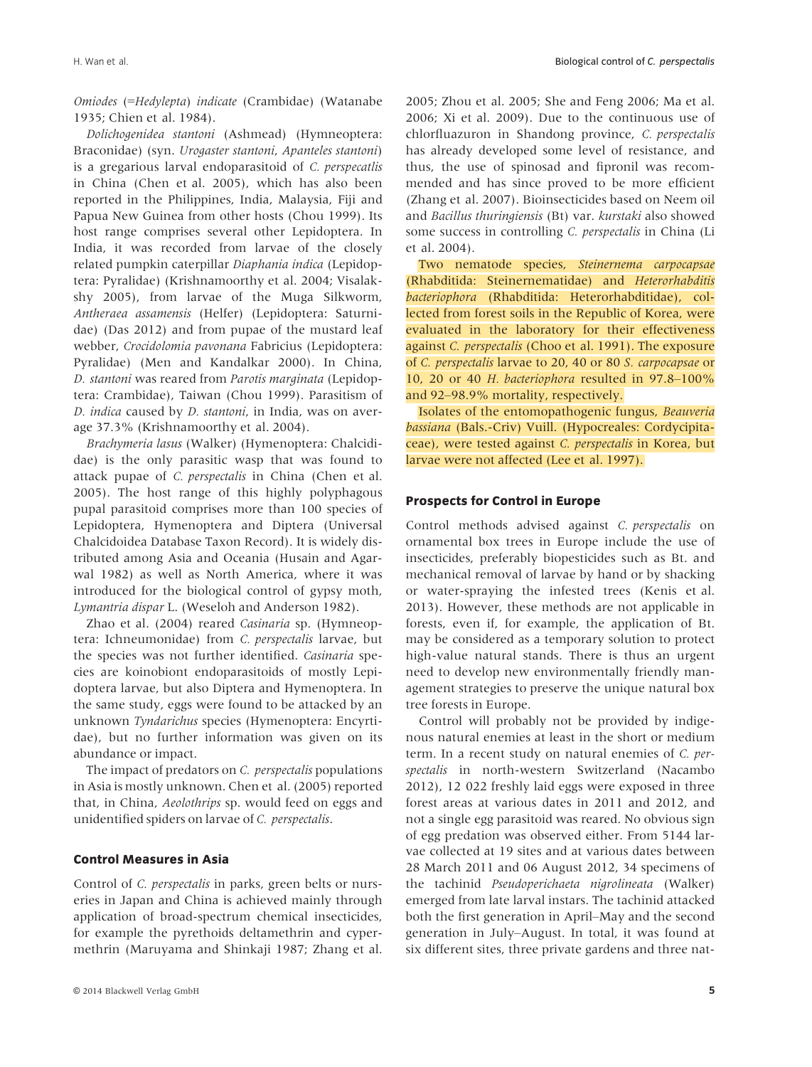*Omiodes* (=*Hedylepta*) *indicate* (Crambidae) (Watanabe 1935; Chien et al. 1984).

*Dolichogenidea stantoni* (Ashmead) (Hymneoptera: Braconidae) (syn. *Urogaster stantoni*, *Apanteles stantoni*) is a gregarious larval endoparasitoid of *C. perspecatlis* in China (Chen et al. 2005), which has also been reported in the Philippines, India, Malaysia, Fiji and Papua New Guinea from other hosts (Chou 1999). Its host range comprises several other Lepidoptera. In India, it was recorded from larvae of the closely related pumpkin caterpillar *Diaphania indica* (Lepidoptera: Pyralidae) (Krishnamoorthy et al. 2004; Visalakshy 2005), from larvae of the Muga Silkworm, *Antheraea assamensis* (Helfer) (Lepidoptera: Saturnidae) (Das 2012) and from pupae of the mustard leaf webber, *Crocidolomia pavonana* Fabricius (Lepidoptera: Pyralidae) (Men and Kandalkar 2000). In China, *D. stantoni* was reared from *Parotis marginata* (Lepidoptera: Crambidae), Taiwan (Chou 1999). Parasitism of *D. indica* caused by *D. stantoni*, in India, was on average 37.3% (Krishnamoorthy et al. 2004).

*Brachymeria lasus* (Walker) (Hymenoptera: Chalcididae) is the only parasitic wasp that was found to attack pupae of *C. perspectalis* in China (Chen et al. 2005). The host range of this highly polyphagous pupal parasitoid comprises more than 100 species of Lepidoptera, Hymenoptera and Diptera (Universal Chalcidoidea Database Taxon Record). It is widely distributed among Asia and Oceania (Husain and Agarwal 1982) as well as North America, where it was introduced for the biological control of gypsy moth, *Lymantria dispar* L. (Weseloh and Anderson 1982).

Zhao et al. (2004) reared *Casinaria* sp. (Hymneoptera: Ichneumonidae) from *C. perspectalis* larvae, but the species was not further identified. *Casinaria* species are koinobiont endoparasitoids of mostly Lepidoptera larvae, but also Diptera and Hymenoptera. In the same study, eggs were found to be attacked by an unknown *Tyndarichus* species (Hymenoptera: Encyrtidae), but no further information was given on its abundance or impact.

The impact of predators on *C. perspectalis* populations in Asia is mostly unknown. Chen et al. (2005) reported that, in China, *Aeolothrips* sp. would feed on eggs and unidentified spiders on larvae of *C. perspectalis*.

## Control Measures in Asia

Control of *C. perspectalis* in parks, green belts or nurseries in Japan and China is achieved mainly through application of broad-spectrum chemical insecticides, for example the pyrethoids deltamethrin and cypermethrin (Maruyama and Shinkaji 1987; Zhang et al. 2005; Zhou et al. 2005; She and Feng 2006; Ma et al. 2006; Xi et al. 2009). Due to the continuous use of chlorfluazuron in Shandong province, *C. perspectalis* has already developed some level of resistance, and thus, the use of spinosad and fipronil was recommended and has since proved to be more efficient (Zhang et al. 2007). Bioinsecticides based on Neem oil and *Bacillus thuringiensis* (Bt) var. *kurstaki* also showed some success in controlling *C. perspectalis* in China (Li et al. 2004).

Two nematode species, *Steinernema carpocapsae* (Rhabditida: Steinernematidae) and *Heterorhabditis bacteriophora* (Rhabditida: Heterorhabditidae), collected from forest soils in the Republic of Korea, were evaluated in the laboratory for their effectiveness against *C. perspectalis* (Choo et al. 1991). The exposure of *C. perspectalis* larvae to 20, 40 or 80 *S. carpocapsae* or 10, 20 or 40 *H. bacteriophora* resulted in 97.8–100% and 92–98.9% mortality, respectively.

Isolates of the entomopathogenic fungus, *Beauveria bassiana* (Bals.-Criv) Vuill. (Hypocreales: Cordycipitaceae), were tested against *C. perspectalis* in Korea, but larvae were not affected (Lee et al. 1997).

## Prospects for Control in Europe

Control methods advised against *C. perspectalis* on ornamental box trees in Europe include the use of insecticides, preferably biopesticides such as Bt. and mechanical removal of larvae by hand or by shacking or water-spraying the infested trees (Kenis et al. 2013). However, these methods are not applicable in forests, even if, for example, the application of Bt. may be considered as a temporary solution to protect high-value natural stands. There is thus an urgent need to develop new environmentally friendly management strategies to preserve the unique natural box tree forests in Europe.

Control will probably not be provided by indigenous natural enemies at least in the short or medium term. In a recent study on natural enemies of *C. perspectalis* in north-western Switzerland (Nacambo 2012), 12 022 freshly laid eggs were exposed in three forest areas at various dates in 2011 and 2012, and not a single egg parasitoid was reared. No obvious sign of egg predation was observed either. From 5144 larvae collected at 19 sites and at various dates between 28 March 2011 and 06 August 2012, 34 specimens of the tachinid *Pseudoperichaeta nigrolineata* (Walker) emerged from late larval instars. The tachinid attacked both the first generation in April–May and the second generation in July–August. In total, it was found at six different sites, three private gardens and three nat-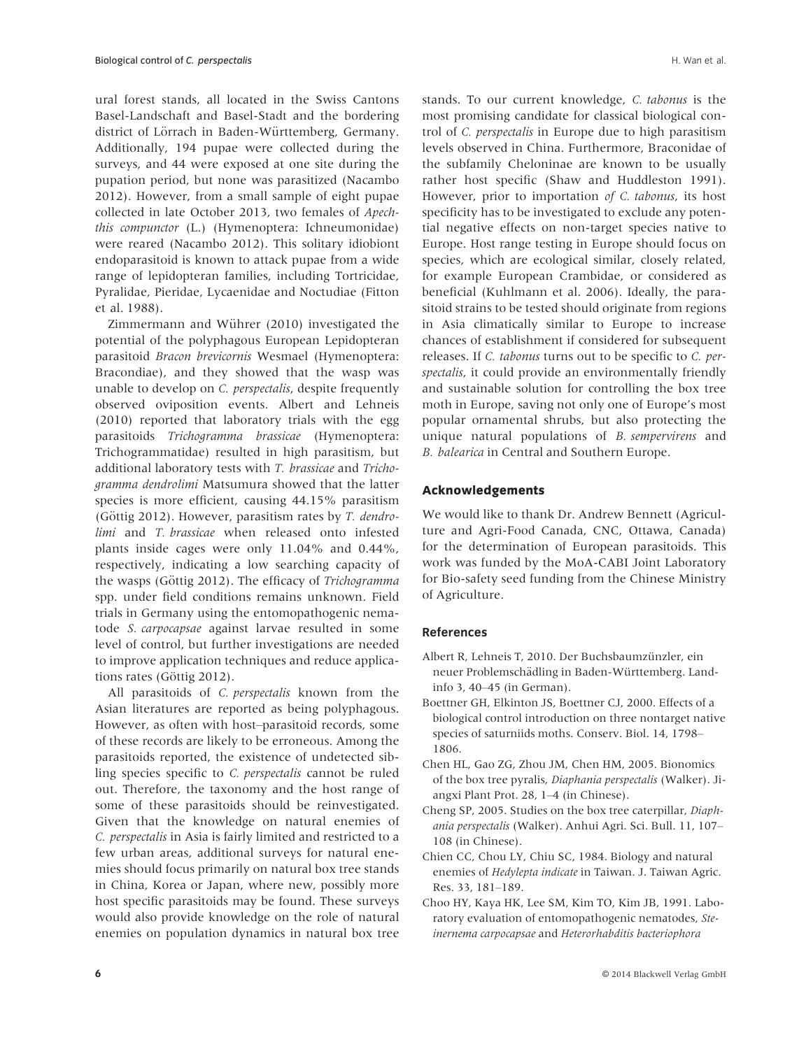ural forest stands, all located in the Swiss Cantons Basel-Landschaft and Basel-Stadt and the bordering district of Lörrach in Baden-Württemberg, Germany. Additionally, 194 pupae were collected during the surveys, and 44 were exposed at one site during the pupation period, but none was parasitized (Nacambo 2012). However, from a small sample of eight pupae collected in late October 2013, two females of *Apechthis compunctor* (L.) (Hymenoptera: Ichneumonidae) were reared (Nacambo 2012). This solitary idiobiont endoparasitoid is known to attack pupae from a wide range of lepidopteran families, including Tortricidae, Pyralidae, Pieridae, Lycaenidae and Noctudiae (Fitton et al. 1988).

Zimmermann and Wührer (2010) investigated the potential of the polyphagous European Lepidopteran parasitoid *Bracon brevicornis* Wesmael (Hymenoptera: Bracondiae), and they showed that the wasp was unable to develop on *C. perspectalis*, despite frequently observed oviposition events. Albert and Lehneis (2010) reported that laboratory trials with the egg parasitoids *Trichogramma brassicae* (Hymenoptera: Trichogrammatidae) resulted in high parasitism, but additional laboratory tests with *T. brassicae* and *Trichogramma dendrolimi* Matsumura showed that the latter species is more efficient, causing 44.15% parasitism (Göttig 2012). However, parasitism rates by *T. dendrolimi* and *T. brassicae* when released onto infested plants inside cages were only 11.04% and 0.44%, respectively, indicating a low searching capacity of the wasps (Göttig 2012). The efficacy of *Trichogramma* spp. under field conditions remains unknown. Field trials in Germany using the entomopathogenic nematode *S. carpocapsae* against larvae resulted in some level of control, but further investigations are needed to improve application techniques and reduce applications rates (Göttig 2012).

All parasitoids of *C. perspectalis* known from the Asian literatures are reported as being polyphagous. However, as often with host–parasitoid records, some of these records are likely to be erroneous. Among the parasitoids reported, the existence of undetected sibling species specific to *C. perspectalis* cannot be ruled out. Therefore, the taxonomy and the host range of some of these parasitoids should be reinvestigated. Given that the knowledge on natural enemies of *C. perspectalis* in Asia is fairly limited and restricted to a few urban areas, additional surveys for natural enemies should focus primarily on natural box tree stands in China, Korea or Japan, where new, possibly more host specific parasitoids may be found. These surveys would also provide knowledge on the role of natural enemies on population dynamics in natural box tree stands. To our current knowledge, *C. tabonus* is the most promising candidate for classical biological control of *C. perspectalis* in Europe due to high parasitism levels observed in China. Furthermore, Braconidae of the subfamily Cheloninae are known to be usually rather host specific (Shaw and Huddleston 1991). However, prior to importation *of C. tabonus*, its host specificity has to be investigated to exclude any potential negative effects on non-target species native to Europe. Host range testing in Europe should focus on species, which are ecological similar, closely related, for example European Crambidae, or considered as beneficial (Kuhlmann et al. 2006). Ideally, the parasitoid strains to be tested should originate from regions in Asia climatically similar to Europe to increase chances of establishment if considered for subsequent releases. If *C. tabonus* turns out to be specific to *C. perspectalis*, it could provide an environmentally friendly and sustainable solution for controlling the box tree moth in Europe, saving not only one of Europe's most popular ornamental shrubs, but also protecting the unique natural populations of *B. sempervirens* and *B. balearica* in Central and Southern Europe.

## Acknowledgements

We would like to thank Dr. Andrew Bennett (Agriculture and Agri-Food Canada, CNC, Ottawa, Canada) for the determination of European parasitoids. This work was funded by the MoA-CABI Joint Laboratory for Bio-safety seed funding from the Chinese Ministry of Agriculture.

## References

Albert R, Lehneis T, 2010. Der Buchsbaumzünzler, ein neuer Problemschädling in Baden-Württemberg. Landinfo 3, 40–45 (in German).

Boettner GH, Elkinton JS, Boettner CJ, 2000. Effects of a biological control introduction on three nontarget native species of saturniids moths. Conserv. Biol. 14, 1798–1806.

Chen HL, Gao ZG, Zhou JM, Chen HM, 2005. Bionomics of the box tree pyralis, *Diaphania perspectalis* (Walker). Jiangxi Plant Prot. 28, 1–4 (in Chinese).

Cheng SP, 2005. Studies on the box tree caterpillar, *Diaphania perspectalis* (Walker). Anhui Agri. Sci. Bull. 11, 107–108 (in Chinese).

Chien CC, Chou LY, Chiu SC, 1984. Biology and natural enemies of *Hedylepta indicate* in Taiwan. J. Taiwan Agric. Res. 33, 181–189.

Choo HY, Kaya HK, Lee SM, Kim TO, Kim JB, 1991. Laboratory evaluation of entomopathogenic nematodes, *Steinernema carpocapsae* and *Heterorhabditis bacteriophora*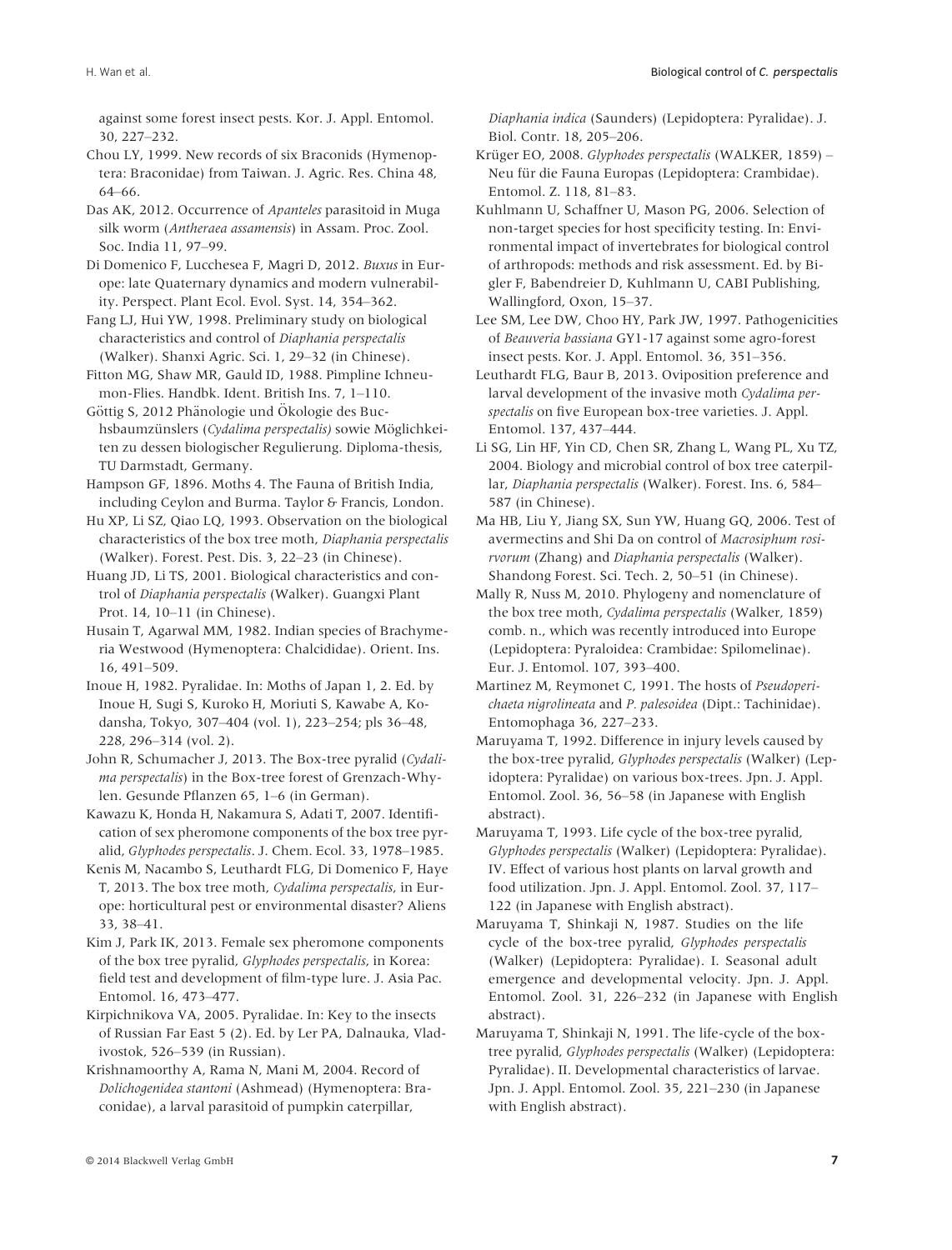against some forest insect pests. Kor. J. Appl. Entomol. 30, 227–232.

Chou LY, 1999. New records of six Braconids (Hymenoptera: Braconidae) from Taiwan. J. Agric. Res. China 48, 64–66.

Das AK, 2012. Occurrence of *Apanteles* parasitoid in Muga silk worm (*Antheraea assamensis*) in Assam. Proc. Zool. Soc. India 11, 97–99.

Di Domenico F, Lucchesea F, Magri D, 2012. *Buxus* in Europe: late Quaternary dynamics and modern vulnerability. Perspect. Plant Ecol. Evol. Syst. 14, 354–362.

Fang LJ, Hui YW, 1998. Preliminary study on biological characteristics and control of *Diaphania perspectalis* (Walker). Shanxi Agric. Sci. 1, 29–32 (in Chinese).

Fitton MG, Shaw MR, Gauld ID, 1988. Pimpline Ichneumon-Flies. Handbk. Ident. British Ins. 7, 1–110.

Göttig S, 2012 Phänologie und Ökologie des Buchsbaumzünslers (*Cydalima perspectalis*) sowie Möglichkeiten zu dessen biologischer Regulierung. Diploma-thesis, TU Darmstadt, Germany.

Hampson GF, 1896. Moths 4. The Fauna of British India, including Ceylon and Burma. Taylor & Francis, London.

Hu XP, Li SZ, Qiao LQ, 1993. Observation on the biological characteristics of the box tree moth, *Diaphania perspectalis* (Walker). Forest. Pest. Dis. 3, 22–23 (in Chinese).

Huang JD, Li TS, 2001. Biological characteristics and control of *Diaphania perspectalis* (Walker). Guangxi Plant Prot. 14, 10–11 (in Chinese).

Husain T, Agarwal MM, 1982. Indian species of Brachymeria Westwood (Hymenoptera: Chalcididae). Orient. Ins. 16, 491–509.

Inoue H, 1982. Pyralidae. In: Moths of Japan 1, 2. Ed. by Inoue H, Sugi S, Kuroko H, Moriuti S, Kawabe A, Kodansha, Tokyo, 307–404 (vol. 1), 223–254; pls 36–48, 228, 296–314 (vol. 2).

John R, Schumacher J, 2013. The Box-tree pyralid (*Cydalima perspectalis*) in the Box-tree forest of Grenzach-Whylen. Gesunde Pflanzen 65, 1–6 (in German).

Kawazu K, Honda H, Nakamura S, Adati T, 2007. Identification of sex pheromone components of the box tree pyralid, *Glyphodes perspectalis*. J. Chem. Ecol. 33, 1978–1985.

Kenis M, Nacambo S, Leuthardt FLG, Di Domenico F, Haye T, 2013. The box tree moth, *Cydalima perspectalis*, in Europe: horticultural pest or environmental disaster? Aliens 33, 38–41.

Kim J, Park IK, 2013. Female sex pheromone components of the box tree pyralid, *Glyphodes perspectalis*, in Korea: field test and development of film-type lure. J. Asia Pac. Entomol. 16, 473–477.

Kirpichnikova VA, 2005. Pyralidae. In: Key to the insects of Russian Far East 5 (2). Ed. by Ler PA, Dalnauka, Vladivostok, 526–539 (in Russian).

Krishnamoorthy A, Rama N, Mani M, 2004. Record of *Dolichogenidea stantoni* (Ashmead) (Hymenoptera: Braconidae), a larval parasitoid of pumpkin caterpillar, *Diaphania indica* (Saunders) (Lepidoptera: Pyralidae). J. Biol. Contr. 18, 205–206.

Krüger EO, 2008. *Glyphodes perspectalis* (WALKER, 1859) – Neu für die Fauna Europas (Lepidoptera: Crambidae). Entomol. Z. 118, 81–83.

Kuhlmann U, Schaffner U, Mason PG, 2006. Selection of non-target species for host specificity testing. In: Environmental impact of invertebrates for biological control of arthropods: methods and risk assessment. Ed. by Bigler F, Babendreier D, Kuhlmann U, CABI Publishing, Wallingford, Oxon, 15–37.

Lee SM, Lee DW, Choo HY, Park JW, 1997. Pathogenicities of *Beauveria bassiana* GY1-17 against some agro-forest insect pests. Kor. J. Appl. Entomol. 36, 351–356.

Leuthardt FLG, Baur B, 2013. Oviposition preference and larval development of the invasive moth *Cydalima perspectalis* on five European box-tree varieties. J. Appl. Entomol. 137, 437–444.

Li SG, Lin HF, Yin CD, Chen SR, Zhang L, Wang PL, Xu TZ, 2004. Biology and microbial control of box tree caterpillar, *Diaphania perspectalis* (Walker). Forest. Ins. 6, 584–587 (in Chinese).

Ma HB, Liu Y, Jiang SX, Sun YW, Huang GQ, 2006. Test of avermectins and Shi Da on control of *Macrosiphum rosirvorum* (Zhang) and *Diaphania perspectalis* (Walker). Shandong Forest. Sci. Tech. 2, 50–51 (in Chinese).

Mally R, Nuss M, 2010. Phylogeny and nomenclature of the box tree moth, *Cydalima perspectalis* (Walker, 1859) comb. n., which was recently introduced into Europe (Lepidoptera: Pyraloidea: Crambidae: Spilomelinae). Eur. J. Entomol. 107, 393–400.

Martinez M, Reymonet C, 1991. The hosts of *Pseudoperichaeta nigrolineata* and *P. palesoidea* (Dipt.: Tachinidae). Entomophaga 36, 227–233.

Maruyama T, 1992. Difference in injury levels caused by the box-tree pyralid, *Glyphodes perspectalis* (Walker) (Lepidoptera: Pyralidae) on various box-trees. Jpn. J. Appl. Entomol. Zool. 36, 56–58 (in Japanese with English abstract).

Maruyama T, 1993. Life cycle of the box-tree pyralid, *Glyphodes perspectalis* (Walker) (Lepidoptera: Pyralidae). IV. Effect of various host plants on larval growth and food utilization. Jpn. J. Appl. Entomol. Zool. 37, 117–122 (in Japanese with English abstract).

Maruyama T, Shinkaji N, 1987. Studies on the life cycle of the box-tree pyralid, *Glyphodes perspectalis* (Walker) (Lepidoptera: Pyralidae). I. Seasonal adult emergence and developmental velocity. Jpn. J. Appl. Entomol. Zool. 31, 226–232 (in Japanese with English abstract).

Maruyama T, Shinkaji N, 1991. The life-cycle of the box-tree pyralid, *Glyphodes perspectalis* (Walker) (Lepidoptera: Pyralidae). II. Developmental characteristics of larvae. Jpn. J. Appl. Entomol. Zool. 35, 221–230 (in Japanese with English abstract).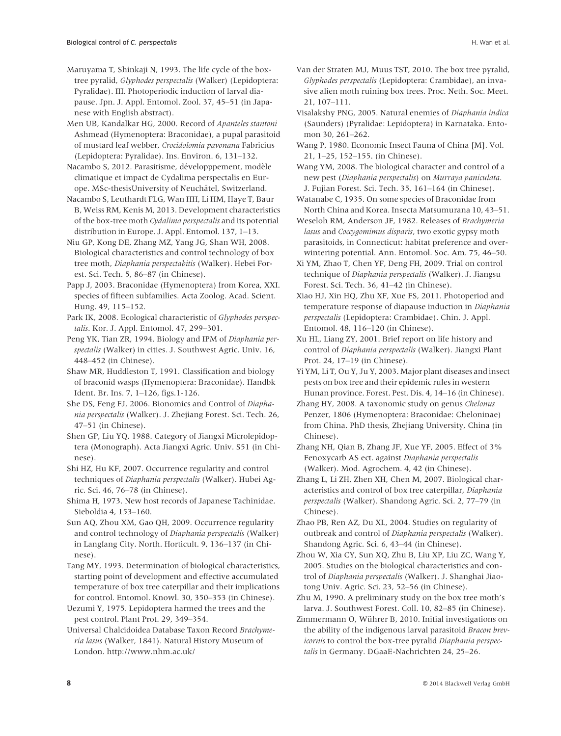Maruyama T, Shinkaji N, 1993. The life cycle of the box-tree pyralid, *Glyphodes perspectalis* (Walker) (Lepidoptera: Pyralidae). III. Photoperiodic induction of larval diapause. Jpn. J. Appl. Entomol. Zool. 37, 45–51 (in Japanese with English abstract).

Men UB, Kandalkar HG, 2000. Record of *Apanteles stantoni* Ashmead (Hymenoptera: Braconidae), a pupal parasitoid of mustard leaf webber, *Crocidolomia pavonana* Fabricius (Lepidoptera: Pyralidae). Ins. Environ. 6, 131–132.

Nacambo S, 2012. Parasitisme, développpement, modèle climatique et impact de Cydalima perspectalis en Europe. MSc-thesisUniversity of Neuchâtel, Switzerland.

Nacambo S, Leuthardt FLG, Wan HH, Li HM, Haye T, Baur B, Weiss RM, Kenis M, 2013. Development characteristics of the box-tree moth *Cydalima perspectalis* and its potential distribution in Europe. J. Appl. Entomol. 137, 1–13.

Niu GP, Kong DE, Zhang MZ, Yang JG, Shan WH, 2008. Biological characteristics and control technology of box tree moth, *Diaphania perspectabitis* (Walker). Hebei Forest. Sci. Tech. 5, 86–87 (in Chinese).

Papp J, 2003. Braconidae (Hymenoptera) from Korea, XXI. species of fifteen subfamilies. Acta Zoolog. Acad. Scient. Hung. 49, 115–152.

Park IK, 2008. Ecological characteristic of *Glyphodes perspectalis*. Kor. J. Appl. Entomol. 47, 299–301.

Peng YK, Tian ZR, 1994. Biology and IPM of *Diaphania perspectalis* (Walker) in cities. J. Southwest Agric. Univ. 16, 448–452 (in Chinese).

Shaw MR, Huddleston T, 1991. Classification and biology of braconid wasps (Hymenoptera: Braconidae). Handbk Ident. Br. Ins. 7, 1–126, figs.1-126.

She DS, Feng FJ, 2006. Bionomics and Control of *Diaphania perspectalis* (Walker). J. Zhejiang Forest. Sci. Tech. 26, 47–51 (in Chinese).

Shen GP, Liu YQ, 1988. Category of Jiangxi Microlepidoptera (Monograph). Acta Jiangxi Agric. Univ. S51 (in Chinese).

Shi HZ, Hu KF, 2007. Occurrence regularity and control techniques of *Diaphania perspectalis* (Walker). Hubei Agric. Sci. 46, 76–78 (in Chinese).

Shima H, 1973. New host records of Japanese Tachinidae. Sieboldia 4, 153–160.

Sun AQ, Zhou XM, Gao QH, 2009. Occurrence regularity and control technology of *Diaphania perspectalis* (Walker) in Langfang City. North. Horticult. 9, 136–137 (in Chinese).

Tang MY, 1993. Determination of biological characteristics, starting point of development and effective accumulated temperature of box tree caterpillar and their implications for control. Entomol. Knowl. 30, 350–353 (in Chinese).

Uezumi Y, 1975. Lepidoptera harmed the trees and the pest control. Plant Prot. 29, 349–354.

Universal Chalcidoidea Database Taxon Record *Brachymeria lasus* (Walker, 1841). Natural History Museum of London. http://www.nhm.ac.uk/

Van der Straten MJ, Muus TST, 2010. The box tree pyralid, *Glyphodes perspectalis* (Lepidoptera: Crambidae), an invasive alien moth ruining box trees. Proc. Neth. Soc. Meet. 21, 107–111.

Visalakshy PNG, 2005. Natural enemies of *Diaphania indica* (Saunders) (Pyralidae: Lepidoptera) in Karnataka. Entomon 30, 261–262.

Wang P, 1980. Economic Insect Fauna of China [M]. Vol. 21, 1–25, 152–155. (in Chinese).

Wang YM, 2008. The biological character and control of a new pest (*Diaphania perspectalis*) on *Murraya paniculata*. J. Fujian Forest. Sci. Tech. 35, 161–164 (in Chinese).

Watanabe C, 1935. On some species of Braconidae from North China and Korea. Insecta Matsumurana 10, 43–51.

Weseloh RM, Anderson JF, 1982. Releases of *Brachymeria lasus* and *Coccygomimus disparis*, two exotic gypsy moth parasitoids, in Connecticut: habitat preference and overwintering potential. Ann. Entomol. Soc. Am. 75, 46–50.

Xi YM, Zhao T, Chen YF, Deng FH, 2009. Trial on control technique of *Diaphania perspectalis* (Walker). J. Jiangsu Forest. Sci. Tech. 36, 41–42 (in Chinese).

Xiao HJ, Xin HQ, Zhu XF, Xue FS, 2011. Photoperiod and temperature response of diapause induction in *Diaphania perspectalis* (Lepidoptera: Crambidae). Chin. J. Appl. Entomol. 48, 116–120 (in Chinese).

Xu HL, Liang ZY, 2001. Brief report on life history and control of *Diaphania perspectalis* (Walker). Jiangxi Plant Prot. 24, 17–19 (in Chinese).

Yi YM, Li T, Ou Y, Ju Y, 2003. Major plant diseases and insect pests on box tree and their epidemic rules in western Hunan province. Forest. Pest. Dis. 4, 14–16 (in Chinese).

Zhang HY, 2008. A taxonomic study on genus *Chelonus* Penzer, 1806 (Hymenoptera: Braconidae: Cheloninae) from China. PhD thesis, Zhejiang University, China (in Chinese).

Zhang NH, Qian B, Zhang JF, Xue YF, 2005. Effect of 3% Fenoxycarb AS ect. against *Diaphania perspectalis* (Walker). Mod. Agrochem. 4, 42 (in Chinese).

Zhang L, Li ZH, Zhen XH, Chen M, 2007. Biological characteristics and control of box tree caterpillar, *Diaphania perspectalis* (Walker). Shandong Agric. Sci. 2, 77–79 (in Chinese).

Zhao PB, Ren AZ, Du XL, 2004. Studies on regularity of outbreak and control of *Diaphania perspectalis* (Walker). Shandong Agric. Sci. 6, 43–44 (in Chinese).

Zhou W, Xia CY, Sun XQ, Zhu B, Liu XP, Liu ZC, Wang Y, 2005. Studies on the biological characteristics and control of *Diaphania perspectalis* (Walker). J. Shanghai Jiaotong Univ. Agric. Sci. 23, 52–56 (in Chinese).

Zhu M, 1990. A preliminary study on the box tree moth's larva. J. Southwest Forest. Coll. 10, 82–85 (in Chinese).

Zimmermann O, Wührer B, 2010. Initial investigations on the ability of the indigenous larval parasitoid *Bracon brevicornis* to control the box-tree pyralid *Diaphania perspectalis* in Germany. DGaaE-Nachrichten 24, 25–26.